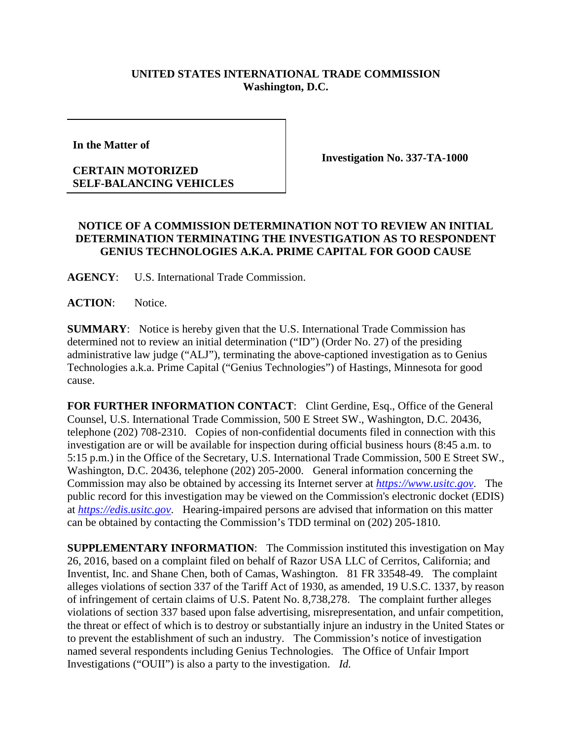**UNITED STATES INTERNATIONAL TRADE COMMISSION**
**Washington, D.C.**

| | |
|---|---|
| **In the Matter of**<br><br>**CERTAIN MOTORIZED SELF-BALANCING VEHICLES** | **Investigation No. 337-TA-1000** |

**NOTICE OF A COMMISSION DETERMINATION NOT TO REVIEW AN INITIAL DETERMINATION TERMINATING THE INVESTIGATION AS TO RESPONDENT GENIUS TECHNOLOGIES A.K.A. PRIME CAPITAL FOR GOOD CAUSE**

**AGENCY**: U.S. International Trade Commission.

**ACTION**: Notice.

**SUMMARY**: Notice is hereby given that the U.S. International Trade Commission has determined not to review an initial determination ("ID") (Order No. 27) of the presiding administrative law judge ("ALJ"), terminating the above-captioned investigation as to Genius Technologies a.k.a. Prime Capital ("Genius Technologies") of Hastings, Minnesota for good cause.

**FOR FURTHER INFORMATION CONTACT**: Clint Gerdine, Esq., Office of the General Counsel, U.S. International Trade Commission, 500 E Street SW., Washington, D.C. 20436, telephone (202) 708-2310. Copies of non-confidential documents filed in connection with this investigation are or will be available for inspection during official business hours (8:45 a.m. to 5:15 p.m.) in the Office of the Secretary, U.S. International Trade Commission, 500 E Street SW., Washington, D.C. 20436, telephone (202) 205-2000. General information concerning the Commission may also be obtained by accessing its Internet server at *https://www.usitc.gov*. The public record for this investigation may be viewed on the Commission's electronic docket (EDIS) at *https://edis.usitc.gov*. Hearing-impaired persons are advised that information on this matter can be obtained by contacting the Commission's TDD terminal on (202) 205-1810.

**SUPPLEMENTARY INFORMATION**: The Commission instituted this investigation on May 26, 2016, based on a complaint filed on behalf of Razor USA LLC of Cerritos, California; and Inventist, Inc. and Shane Chen, both of Camas, Washington. 81 FR 33548-49. The complaint alleges violations of section 337 of the Tariff Act of 1930, as amended, 19 U.S.C. 1337, by reason of infringement of certain claims of U.S. Patent No. 8,738,278. The complaint further alleges violations of section 337 based upon false advertising, misrepresentation, and unfair competition, the threat or effect of which is to destroy or substantially injure an industry in the United States or to prevent the establishment of such an industry. The Commission's notice of investigation named several respondents including Genius Technologies. The Office of Unfair Import Investigations ("OUII") is also a party to the investigation. *Id.*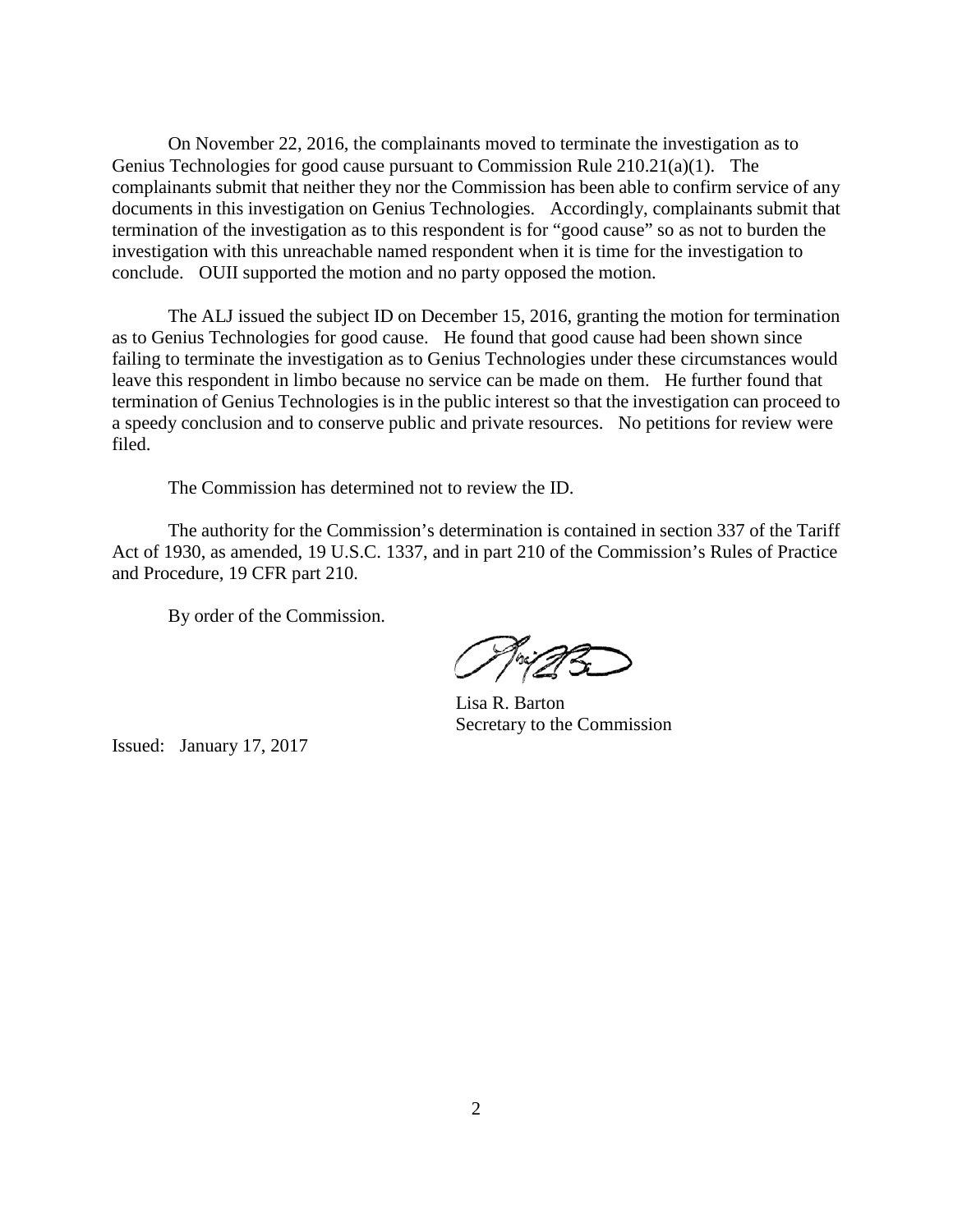On November 22, 2016, the complainants moved to terminate the investigation as to Genius Technologies for good cause pursuant to Commission Rule 210.21(a)(1). The complainants submit that neither they nor the Commission has been able to confirm service of any documents in this investigation on Genius Technologies. Accordingly, complainants submit that termination of the investigation as to this respondent is for "good cause" so as not to burden the investigation with this unreachable named respondent when it is time for the investigation to conclude. OUII supported the motion and no party opposed the motion.

The ALJ issued the subject ID on December 15, 2016, granting the motion for termination as to Genius Technologies for good cause. He found that good cause had been shown since failing to terminate the investigation as to Genius Technologies under these circumstances would leave this respondent in limbo because no service can be made on them. He further found that termination of Genius Technologies is in the public interest so that the investigation can proceed to a speedy conclusion and to conserve public and private resources. No petitions for review were filed.

The Commission has determined not to review the ID.

The authority for the Commission's determination is contained in section 337 of the Tariff Act of 1930, as amended, 19 U.S.C. 1337, and in part 210 of the Commission's Rules of Practice and Procedure, 19 CFR part 210.

By order of the Commission.

Lisa R. Barton
Secretary to the Commission

Issued: January 17, 2017